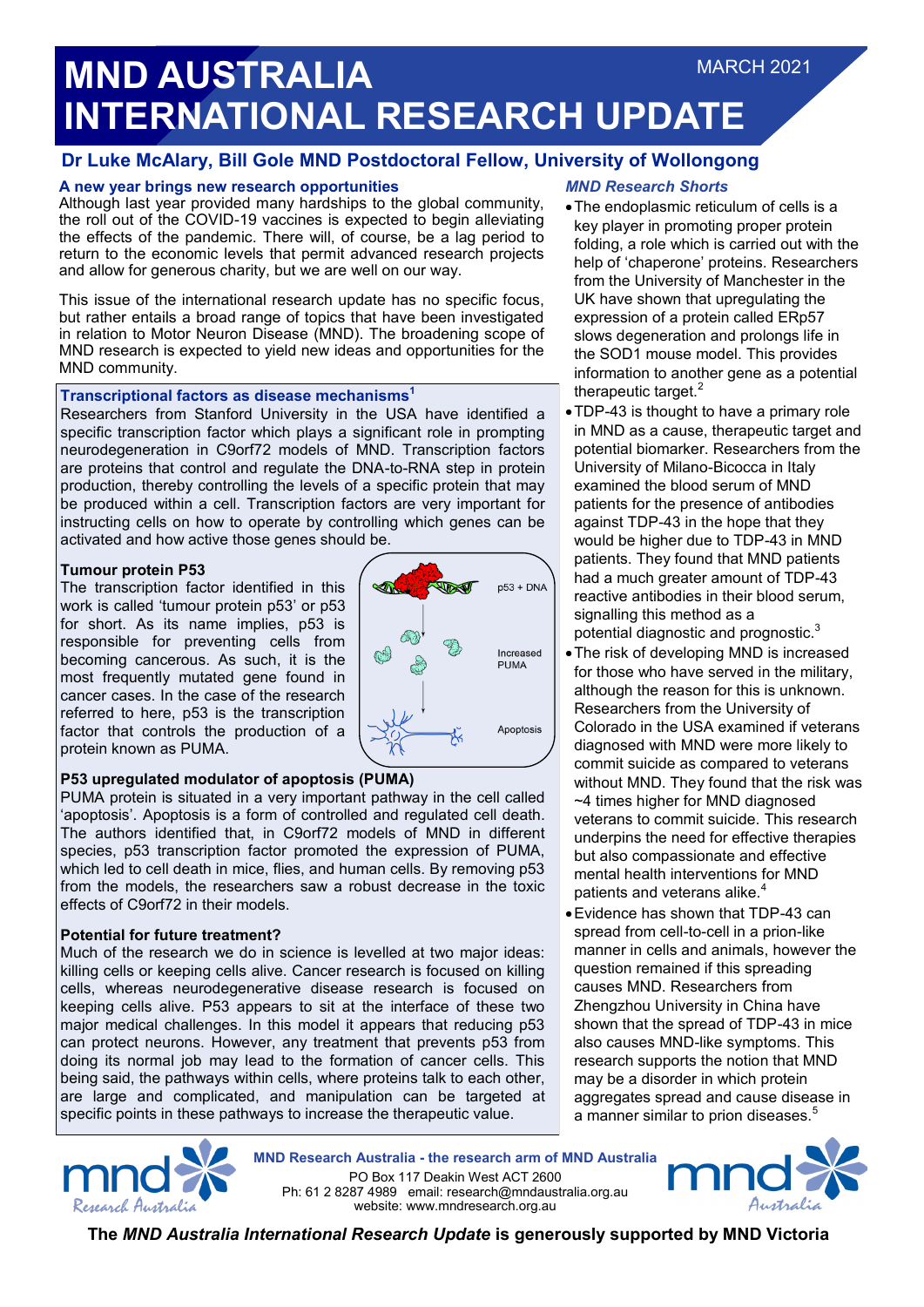# MND AUSTRALIA INTERNATIONAL RESEARCH UPDATE

MARCH 2021

## Dr Luke McAlary, Bill Gole MND Postdoctoral Fellow, University of Wollongong

### A new year brings new research opportunities

Although last year provided many hardships to the global community, the roll out of the COVID-19 vaccines is expected to begin alleviating the effects of the pandemic. There will, of course, be a lag period to return to the economic levels that permit advanced research projects and allow for generous charity, but we are well on our way.

This issue of the international research update has no specific focus, but rather entails a broad range of topics that have been investigated in relation to Motor Neuron Disease (MND). The broadening scope of MND research is expected to yield new ideas and opportunities for the MND community.

### Transcriptional factors as disease mechanisms[1]

Researchers from Stanford University in the USA have identified a specific transcription factor which plays a significant role in prompting neurodegeneration in C9orf72 models of MND. Transcription factors are proteins that control and regulate the DNA-to-RNA step in protein production, thereby controlling the levels of a specific protein that may be produced within a cell. Transcription factors are very important for instructing cells on how to operate by controlling which genes can be activated and how active those genes should be.

#### Tumour protein P53

The transcription factor identified in this work is called 'tumour protein p53' or p53 for short. As its name implies, p53 is responsible for preventing cells from becoming cancerous. As such, it is the most frequently mutated gene found in cancer cases. In the case of the research referred to here, p53 is the transcription factor that controls the production of a protein known as PUMA.

p53 + DNA → Increased PUMA → Apoptosis

#### P53 upregulated modulator of apoptosis (PUMA)

PUMA protein is situated in a very important pathway in the cell called 'apoptosis'. Apoptosis is a form of controlled and regulated cell death. The authors identified that, in C9orf72 models of MND in different species, p53 transcription factor promoted the expression of PUMA, which led to cell death in mice, flies, and human cells. By removing p53 from the models, the researchers saw a robust decrease in the toxic effects of C9orf72 in their models.

#### Potential for future treatment?

Much of the research we do in science is levelled at two major ideas: killing cells or keeping cells alive. Cancer research is focused on killing cells, whereas neurodegenerative disease research is focused on keeping cells alive. P53 appears to sit at the interface of these two major medical challenges. In this model it appears that reducing p53 can protect neurons. However, any treatment that prevents p53 from doing its normal job may lead to the formation of cancer cells. This being said, the pathways within cells, where proteins talk to each other, are large and complicated, and manipulation can be targeted at specific points in these pathways to increase the therapeutic value.

### *MND Research Shorts*

- The endoplasmic reticulum of cells is a key player in promoting proper protein folding, a role which is carried out with the help of 'chaperone' proteins. Researchers from the University of Manchester in the UK have shown that upregulating the expression of a protein called ERp57 slows degeneration and prolongs life in the SOD1 mouse model. This provides information to another gene as a potential therapeutic target.[2]
- TDP-43 is thought to have a primary role in MND as a cause, therapeutic target and potential biomarker. Researchers from the University of Milano-Bicocca in Italy examined the blood serum of MND patients for the presence of antibodies against TDP-43 in the hope that they would be higher due to TDP-43 in MND patients. They found that MND patients had a much greater amount of TDP-43 reactive antibodies in their blood serum, signalling this method as a potential diagnostic and prognostic.[3]
- The risk of developing MND is increased for those who have served in the military, although the reason for this is unknown. Researchers from the University of Colorado in the USA examined if veterans diagnosed with MND were more likely to commit suicide as compared to veterans without MND. They found that the risk was ~4 times higher for MND diagnosed veterans to commit suicide. This research underpins the need for effective therapies but also compassionate and effective mental health interventions for MND patients and veterans alike.[4]
- Evidence has shown that TDP-43 can spread from cell-to-cell in a prion-like manner in cells and animals, however the question remained if this spreading causes MND. Researchers from Zhengzhou University in China have shown that the spread of TDP-43 in mice also causes MND-like symptoms. This research supports the notion that MND may be a disorder in which protein aggregates spread and cause disease in a manner similar to prion diseases.[5]

**MND Research Australia - the research arm of MND Australia**
PO Box 117 Deakin West ACT 2600
Ph: 61 2 8287 4989 email: research@mndaustralia.org.au
website: www.mndresearch.org.au

**The *MND Australia International Research Update* is generously supported by MND Victoria**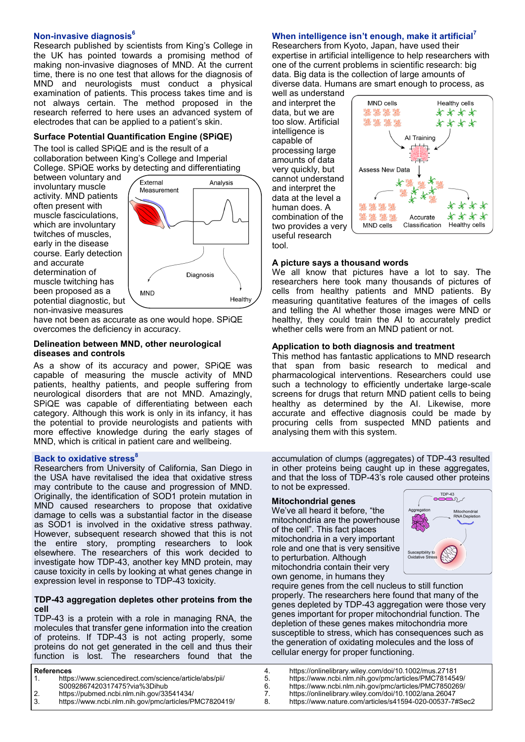## Non-invasive diagnosis[6]

Research published by scientists from King's College in the UK has pointed towards a promising method of making non-invasive diagnoses of MND. At the current time, there is no one test that allows for the diagnosis of MND and neurologists must conduct a physical examination of patients. This process takes time and is not always certain. The method proposed in the research referred to here uses an advanced system of electrodes that can be applied to a patient's skin.

### Surface Potential Quantification Engine (SPiQE)

The tool is called SPiQE and is the result of a collaboration between King's College and Imperial College. SPiQE works by detecting and differentiating between voluntary and involuntary muscle activity. MND patients often present with muscle fasciculations, which are involuntary twitches of muscles, early in the disease course. Early detection and accurate determination of muscle twitching has been proposed as a potential diagnostic, but non-invasive measures have not been as accurate as one would hope. SPiQE overcomes the deficiency in accuracy.

External Measurement
Analysis
Diagnosis
MND
Healthy

### Delineation between MND, other neurological diseases and controls

As a show of its accuracy and power, SPiQE was capable of measuring the muscle activity of MND patients, healthy patients, and people suffering from neurological disorders that are not MND. Amazingly, SPiQE was capable of differentiating between each category. Although this work is only in its infancy, it has the potential to provide neurologists and patients with more effective knowledge during the early stages of MND, which is critical in patient care and wellbeing.

## When intelligence isn't enough, make it artificial[7]

Researchers from Kyoto, Japan, have used their expertise in artificial intelligence to help researchers with one of the current problems in scientific research: big data. Big data is the collection of large amounts of diverse data. Humans are smart enough to process, as well as understand and interpret the data, but we are too slow. Artificial intelligence is capable of processing large amounts of data very quickly, but cannot understand and interpret the data at the level a human does. A combination of the two provides a very useful research tool.

MND cells
Healthy cells
AI Training
Assess New Data
MND cells
Accurate Classification
Healthy cells

### A picture says a thousand words

We all know that pictures have a lot to say. The researchers here took many thousands of pictures of cells from healthy patients and MND patients. By measuring quantitative features of the images of cells and telling the AI whether those images were MND or healthy, they could train the AI to accurately predict whether cells were from an MND patient or not.

### Application to both diagnosis and treatment

This method has fantastic applications to MND research that span from basic research to medical and pharmacological interventions. Researchers could use such a technology to efficiently undertake large-scale screens for drugs that return MND patient cells to being healthy as determined by the AI. Likewise, more accurate and effective diagnosis could be made by procuring cells from suspected MND patients and analysing them with this system.

## Back to oxidative stress[8]

Researchers from University of California, San Diego in the USA have revitalised the idea that oxidative stress may contribute to the cause and progression of MND. Originally, the identification of SOD1 protein mutation in MND caused researchers to propose that oxidative damage to cells was a substantial factor in the disease as SOD1 is involved in the oxidative stress pathway. However, subsequent research showed that this is not the entire story, prompting researchers to look elsewhere. The researchers of this work decided to investigate how TDP-43, another key MND protein, may cause toxicity in cells by looking at what genes change in expression level in response to TDP-43 toxicity.

### TDP-43 aggregation depletes other proteins from the cell

TDP-43 is a protein with a role in managing RNA, the molecules that transfer gene information into the creation of proteins. If TDP-43 is not acting properly, some proteins do not get generated in the cell and thus their function is lost. The researchers found that the accumulation of clumps (aggregates) of TDP-43 resulted in other proteins being caught up in these aggregates, and that the loss of TDP-43's role caused other proteins to not be expressed.

### Mitochondrial genes

We've all heard it before, "the mitochondria are the powerhouse of the cell". This fact places mitochondria in a very important role and one that is very sensitive to perturbation. Although mitochondria contain their very own genome, in humans they require genes from the cell nucleus to still function properly. The researchers here found that many of the genes depleted by TDP-43 aggregation were those very genes important for proper mitochondrial function. The depletion of these genes makes mitochondria more susceptible to stress, which has consequences such as the generation of oxidating molecules and the loss of cellular energy for proper functioning.

TDP-43
Aggregation
Mitochondrial RNA Depletion
Susceptibility to Oxidative Stress

**References**

1. https://www.sciencedirect.com/science/article/abs/pii/S0092867420317475?via%3Dihub
2. https://pubmed.ncbi.nlm.nih.gov/33541434/
3. https://www.ncbi.nlm.nih.gov/pmc/articles/PMC7820419/
4. https://onlinelibrary.wiley.com/doi/10.1002/mus.27181
5. https://www.ncbi.nlm.nih.gov/pmc/articles/PMC7814549/
6. https://www.ncbi.nlm.nih.gov/pmc/articles/PMC7850269/
7. https://onlinelibrary.wiley.com/doi/10.1002/ana.26047
8. https://www.nature.com/articles/s41594-020-00537-7#Sec2